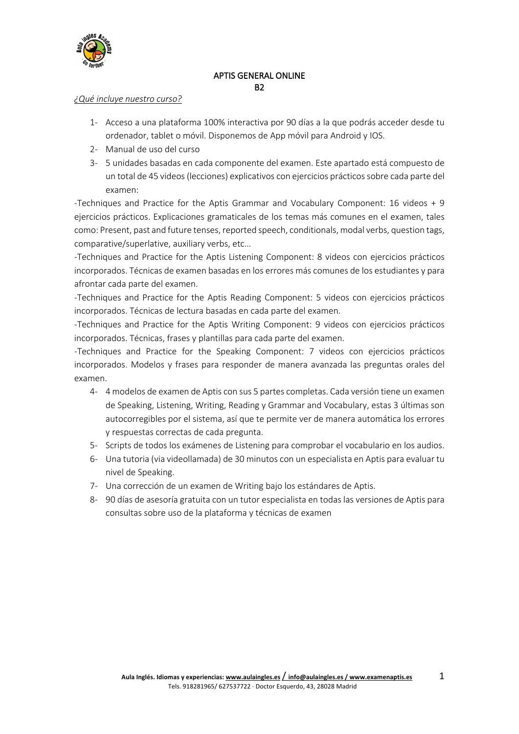# APTIS GENERAL ONLINE

## B2

*¿Qué incluye nuestro curso?*

1- Acceso a una plataforma 100% interactiva por 90 días a la que podrás acceder desde tu ordenador, tablet o móvil. Disponemos de App móvil para Android y IOS.
2- Manual de uso del curso
3- 5 unidades basadas en cada componente del examen. Este apartado está compuesto de un total de 45 videos (lecciones) explicativos con ejercicios prácticos sobre cada parte del examen:

-Techniques and Practice for the Aptis Grammar and Vocabulary Component: 16 videos + 9 ejercicios prácticos. Explicaciones gramaticales de los temas más comunes en el examen, tales como: Present, past and future tenses, reported speech, conditionals, modal verbs, question tags, comparative/superlative, auxiliary verbs, etc…

-Techniques and Practice for the Aptis Listening Component: 8 videos con ejercicios prácticos incorporados. Técnicas de examen basadas en los errores más comunes de los estudiantes y para afrontar cada parte del examen.

-Techniques and Practice for the Aptis Reading Component: 5 videos con ejercicios prácticos incorporados. Técnicas de lectura basadas en cada parte del examen.

-Techniques and Practice for the Aptis Writing Component: 9 videos con ejercicios prácticos incorporados. Técnicas, frases y plantillas para cada parte del examen.

-Techniques and Practice for the Speaking Component: 7 videos con ejercicios prácticos incorporados. Modelos y frases para responder de manera avanzada las preguntas orales del examen.

4- 4 modelos de examen de Aptis con sus 5 partes completas. Cada versión tiene un examen de Speaking, Listening, Writing, Reading y Grammar and Vocabulary, estas 3 últimas son autocorregibles por el sistema, así que te permite ver de manera automática los errores y respuestas correctas de cada pregunta.
5- Scripts de todos los exámenes de Listening para comprobar el vocabulario en los audios.
6- Una tutoria (via videollamada) de 30 minutos con un especialista en Aptis para evaluar tu nivel de Speaking.
7- Una corrección de un examen de Writing bajo los estándares de Aptis.
8- 90 días de asesoría gratuita con un tutor especialista en todas las versiones de Aptis para consultas sobre uso de la plataforma y técnicas de examen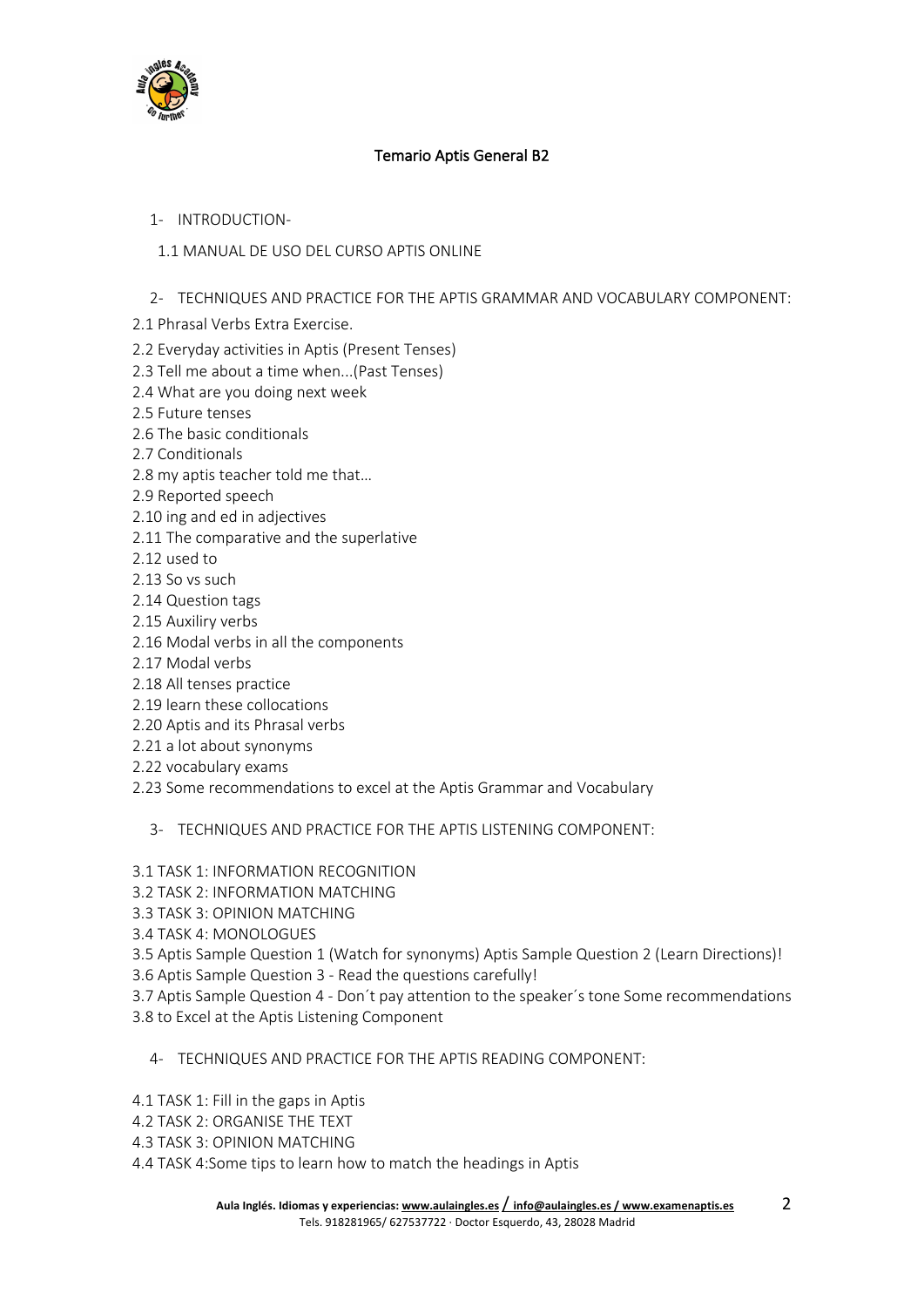# Temario Aptis General B2

1- INTRODUCTION-

1.1 MANUAL DE USO DEL CURSO APTIS ONLINE

2- TECHNIQUES AND PRACTICE FOR THE APTIS GRAMMAR AND VOCABULARY COMPONENT:

2.1 Phrasal Verbs Extra Exercise.

2.2 Everyday activities in Aptis (Present Tenses)

2.3 Tell me about a time when...(Past Tenses)

2.4 What are you doing next week

2.5 Future tenses

2.6 The basic conditionals

2.7 Conditionals

2.8 my aptis teacher told me that...

2.9 Reported speech

2.10 ing and ed in adjectives

2.11 The comparative and the superlative

2.12 used to

2.13 So vs such

2.14 Question tags

2.15 Auxilry verbs

2.16 Modal verbs in all the components

2.17 Modal verbs

2.18 All tenses practice

2.19 learn these collocations

2.20 Aptis and its Phrasal verbs

2.21 a lot about synonyms

2.22 vocabulary exams

2.23 Some recommendations to excel at the Aptis Grammar and Vocabulary

3- TECHNIQUES AND PRACTICE FOR THE APTIS LISTENING COMPONENT:

3.1 TASK 1: INFORMATION RECOGNITION

3.2 TASK 2: INFORMATION MATCHING

3.3 TASK 3: OPINION MATCHING

3.4 TASK 4: MONOLOGUES

3.5 Aptis Sample Question 1 (Watch for synonyms) Aptis Sample Question 2 (Learn Directions)!

3.6 Aptis Sample Question 3 - Read the questions carefully!

3.7 Aptis Sample Question 4 - Don´t pay attention to the speaker´s tone Some recommendations

3.8 to Excel at the Aptis Listening Component

4- TECHNIQUES AND PRACTICE FOR THE APTIS READING COMPONENT:

4.1 TASK 1: Fill in the gaps in Aptis

4.2 TASK 2: ORGANISE THE TEXT

4.3 TASK 3: OPINION MATCHING

4.4 TASK 4:Some tips to learn how to match the headings in Aptis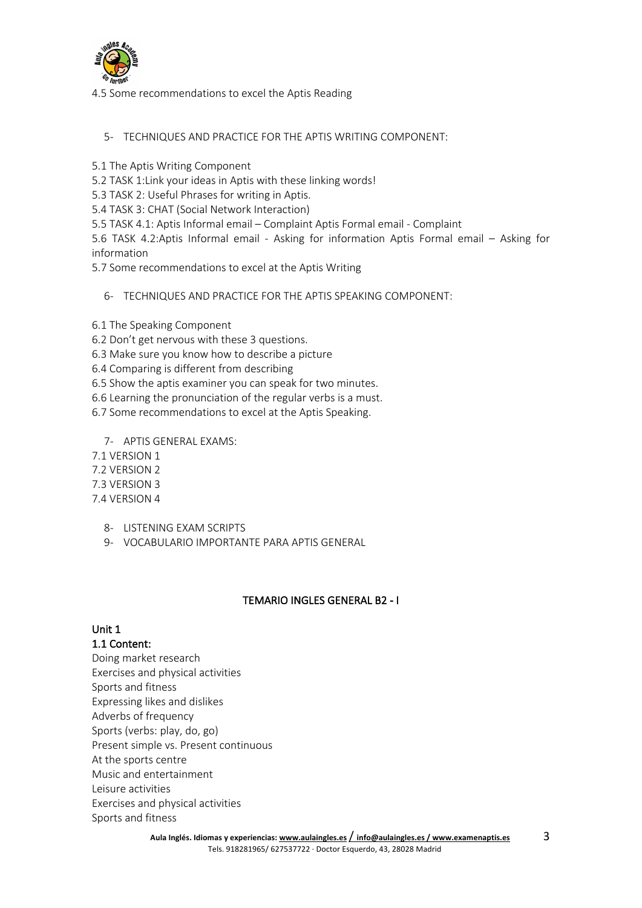4.5 Some recommendations to excel the Aptis Reading

5- TECHNIQUES AND PRACTICE FOR THE APTIS WRITING COMPONENT:

5.1 The Aptis Writing Component
5.2 TASK 1:Link your ideas in Aptis with these linking words!
5.3 TASK 2: Useful Phrases for writing in Aptis.
5.4 TASK 3: CHAT (Social Network Interaction)
5.5 TASK 4.1: Aptis Informal email – Complaint Aptis Formal email - Complaint
5.6 TASK 4.2:Aptis Informal email - Asking for information Aptis Formal email – Asking for information
5.7 Some recommendations to excel at the Aptis Writing

6- TECHNIQUES AND PRACTICE FOR THE APTIS SPEAKING COMPONENT:

6.1 The Speaking Component
6.2 Don't get nervous with these 3 questions.
6.3 Make sure you know how to describe a picture
6.4 Comparing is different from describing
6.5 Show the aptis examiner you can speak for two minutes.
6.6 Learning the pronunciation of the regular verbs is a must.
6.7 Some recommendations to excel at the Aptis Speaking.

7- APTIS GENERAL EXAMS:
7.1 VERSION 1
7.2 VERSION 2
7.3 VERSION 3
7.4 VERSION 4

8- LISTENING EXAM SCRIPTS
9- VOCABULARIO IMPORTANTE PARA APTIS GENERAL

## TEMARIO INGLES GENERAL B2 - I

### Unit 1

### 1.1 Content:

Doing market research
Exercises and physical activities
Sports and fitness
Expressing likes and dislikes
Adverbs of frequency
Sports (verbs: play, do, go)
Present simple vs. Present continuous
At the sports centre
Music and entertainment
Leisure activities
Exercises and physical activities
Sports and fitness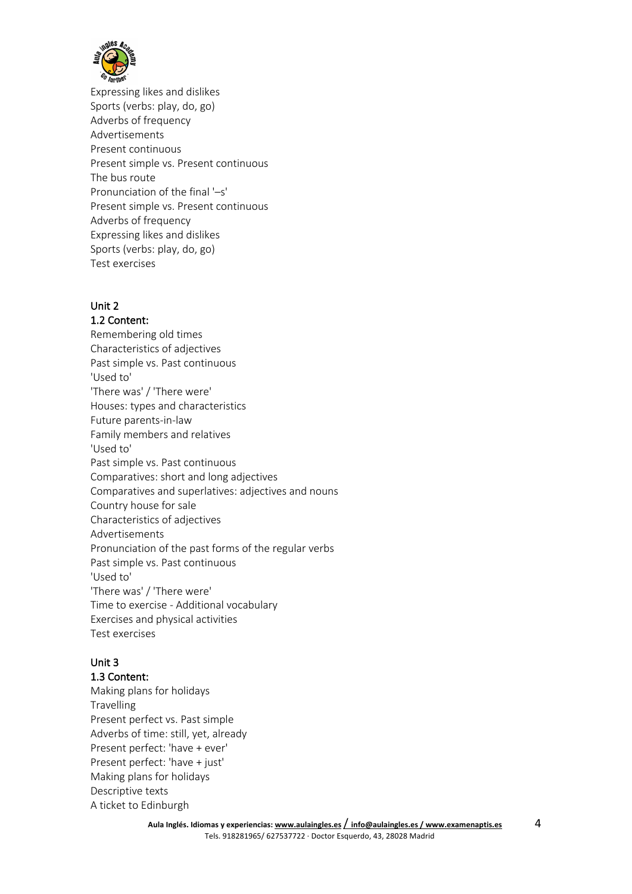Expressing likes and dislikes
Sports (verbs: play, do, go)
Adverbs of frequency
Advertisements
Present continuous
Present simple vs. Present continuous
The bus route
Pronunciation of the final '–s'
Present simple vs. Present continuous
Adverbs of frequency
Expressing likes and dislikes
Sports (verbs: play, do, go)
Test exercises

Unit 2

1.2 Content:

Remembering old times
Characteristics of adjectives
Past simple vs. Past continuous
'Used to'
'There was' / 'There were'
Houses: types and characteristics
Future parents-in-law
Family members and relatives
'Used to'
Past simple vs. Past continuous
Comparatives: short and long adjectives
Comparatives and superlatives: adjectives and nouns
Country house for sale
Characteristics of adjectives
Advertisements
Pronunciation of the past forms of the regular verbs
Past simple vs. Past continuous
'Used to'
'There was' / 'There were'
Time to exercise - Additional vocabulary
Exercises and physical activities
Test exercises

Unit 3

1.3 Content:

Making plans for holidays
Travelling
Present perfect vs. Past simple
Adverbs of time: still, yet, already
Present perfect: 'have + ever'
Present perfect: 'have + just'
Making plans for holidays
Descriptive texts
A ticket to Edinburgh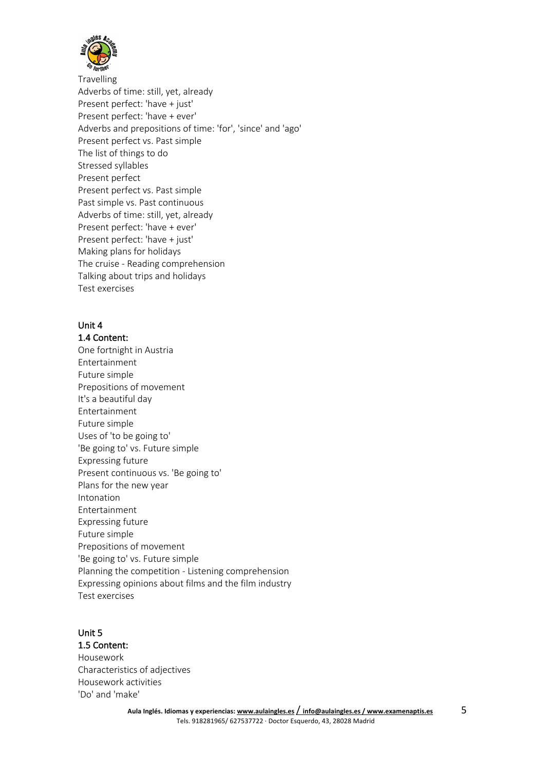Travelling
Adverbs of time: still, yet, already
Present perfect: 'have + just'
Present perfect: 'have + ever'
Adverbs and prepositions of time: 'for', 'since' and 'ago'
Present perfect vs. Past simple
The list of things to do
Stressed syllables
Present perfect
Present perfect vs. Past simple
Past simple vs. Past continuous
Adverbs of time: still, yet, already
Present perfect: 'have + ever'
Present perfect: 'have + just'
Making plans for holidays
The cruise - Reading comprehension
Talking about trips and holidays
Test exercises

Unit 4
1.4 Content:
One fortnight in Austria
Entertainment
Future simple
Prepositions of movement
It's a beautiful day
Entertainment
Future simple
Uses of 'to be going to'
'Be going to' vs. Future simple
Expressing future
Present continuous vs. 'Be going to'
Plans for the new year
Intonation
Entertainment
Expressing future
Future simple
Prepositions of movement
'Be going to' vs. Future simple
Planning the competition - Listening comprehension
Expressing opinions about films and the film industry
Test exercises

Unit 5
1.5 Content:
Housework
Characteristics of adjectives
Housework activities
'Do' and 'make'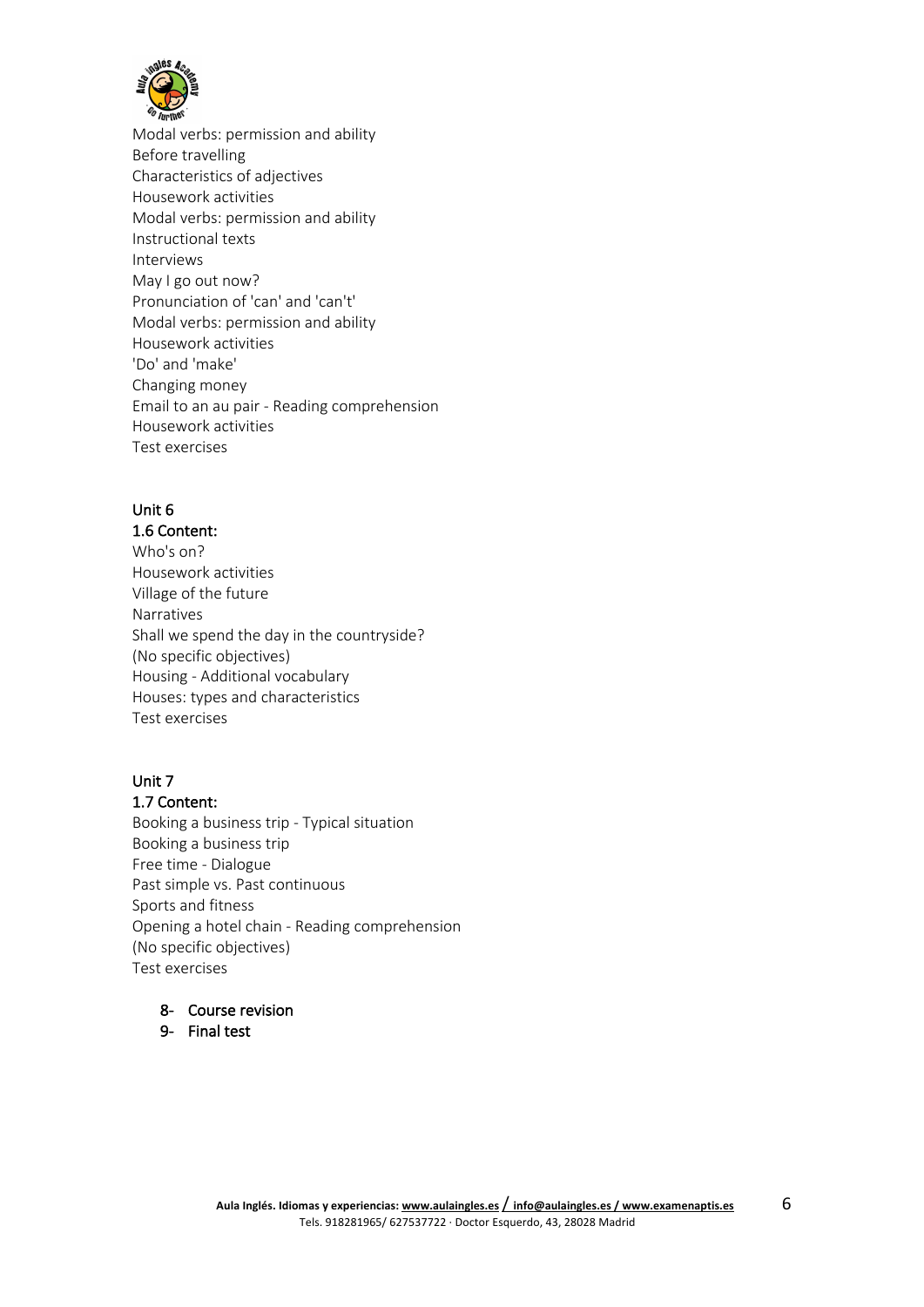Modal verbs: permission and ability
Before travelling
Characteristics of adjectives
Housework activities
Modal verbs: permission and ability
Instructional texts
Interviews
May I go out now?
Pronunciation of 'can' and 'can't'
Modal verbs: permission and ability
Housework activities
'Do' and 'make'
Changing money
Email to an au pair - Reading comprehension
Housework activities
Test exercises

Unit 6

1.6 Content:

Who's on?
Housework activities
Village of the future
Narratives
Shall we spend the day in the countryside?
(No specific objectives)
Housing - Additional vocabulary
Houses: types and characteristics
Test exercises

Unit 7

1.7 Content:

Booking a business trip - Typical situation
Booking a business trip
Free time - Dialogue
Past simple vs. Past continuous
Sports and fitness
Opening a hotel chain - Reading comprehension
(No specific objectives)
Test exercises

8- Course revision
9- Final test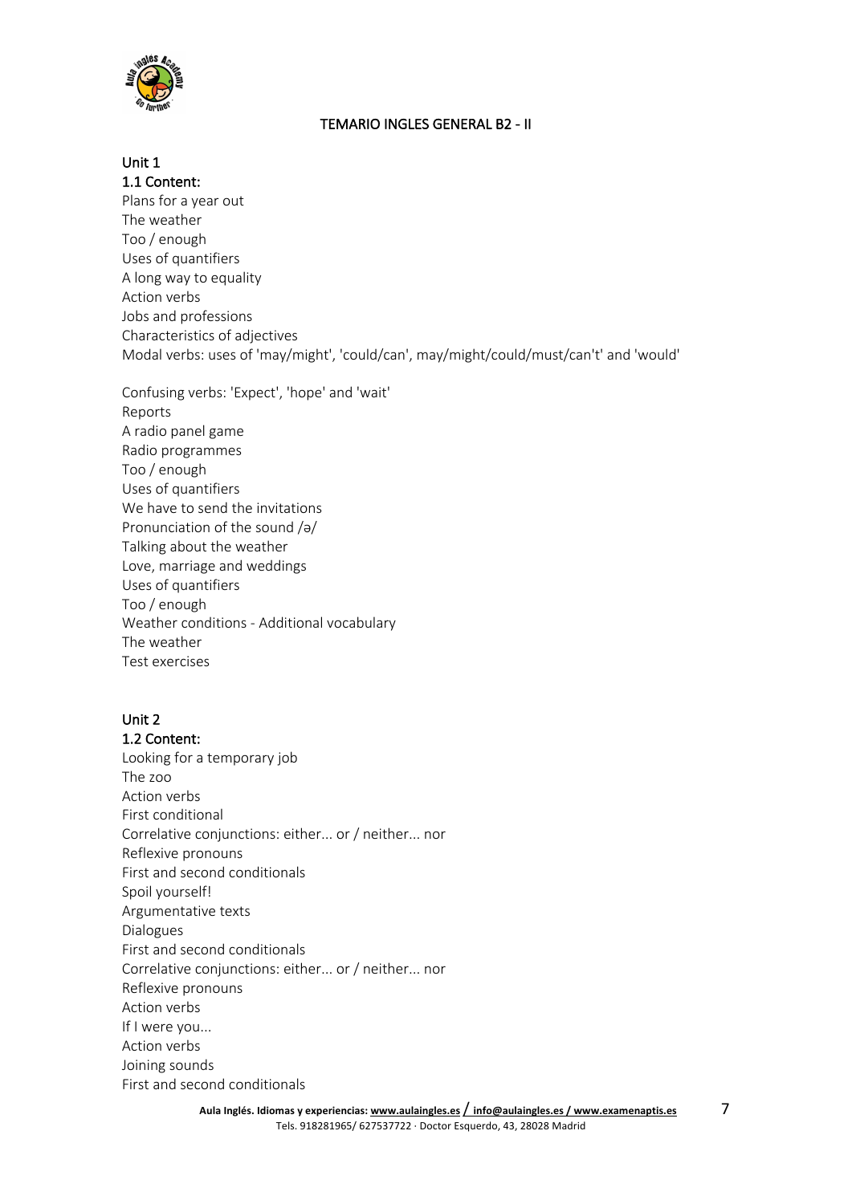# TEMARIO INGLES GENERAL B2 - II

## Unit 1

### 1.1 Content:

Plans for a year out
The weather
Too / enough
Uses of quantifiers
A long way to equality
Action verbs
Jobs and professions
Characteristics of adjectives
Modal verbs: uses of 'may/might', 'could/can', may/might/could/must/can't' and 'would'

Confusing verbs: 'Expect', 'hope' and 'wait'
Reports
A radio panel game
Radio programmes
Too / enough
Uses of quantifiers
We have to send the invitations
Pronunciation of the sound /ə/
Talking about the weather
Love, marriage and weddings
Uses of quantifiers
Too / enough
Weather conditions - Additional vocabulary
The weather
Test exercises

## Unit 2

### 1.2 Content:

Looking for a temporary job
The zoo
Action verbs
First conditional
Correlative conjunctions: either... or / neither... nor
Reflexive pronouns
First and second conditionals
Spoil yourself!
Argumentative texts
Dialogues
First and second conditionals
Correlative conjunctions: either... or / neither... nor
Reflexive pronouns
Action verbs
If I were you...
Action verbs
Joining sounds
First and second conditionals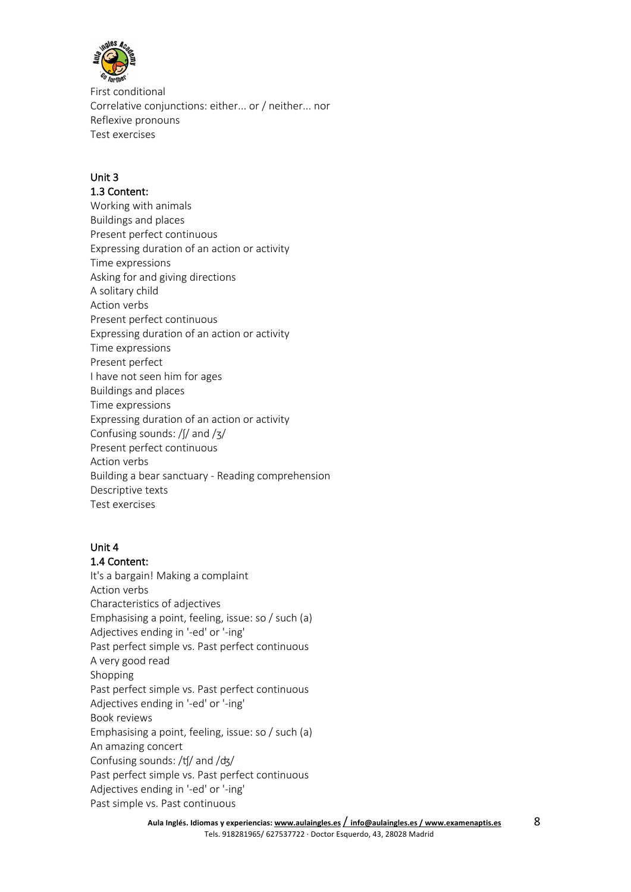First conditional
Correlative conjunctions: either... or / neither... nor
Reflexive pronouns
Test exercises

Unit 3
1.3 Content:
Working with animals
Buildings and places
Present perfect continuous
Expressing duration of an action or activity
Time expressions
Asking for and giving directions
A solitary child
Action verbs
Present perfect continuous
Expressing duration of an action or activity
Time expressions
Present perfect
I have not seen him for ages
Buildings and places
Time expressions
Expressing duration of an action or activity
Confusing sounds: /ʃ/ and /ʒ/
Present perfect continuous
Action verbs
Building a bear sanctuary - Reading comprehension
Descriptive texts
Test exercises

Unit 4
1.4 Content:
It's a bargain! Making a complaint
Action verbs
Characteristics of adjectives
Emphasising a point, feeling, issue: so / such (a)
Adjectives ending in '-ed' or '-ing'
Past perfect simple vs. Past perfect continuous
A very good read
Shopping
Past perfect simple vs. Past perfect continuous
Adjectives ending in '-ed' or '-ing'
Book reviews
Emphasising a point, feeling, issue: so / such (a)
An amazing concert
Confusing sounds: /ʧ/ and /ʤ/
Past perfect simple vs. Past perfect continuous
Adjectives ending in '-ed' or '-ing'
Past simple vs. Past continuous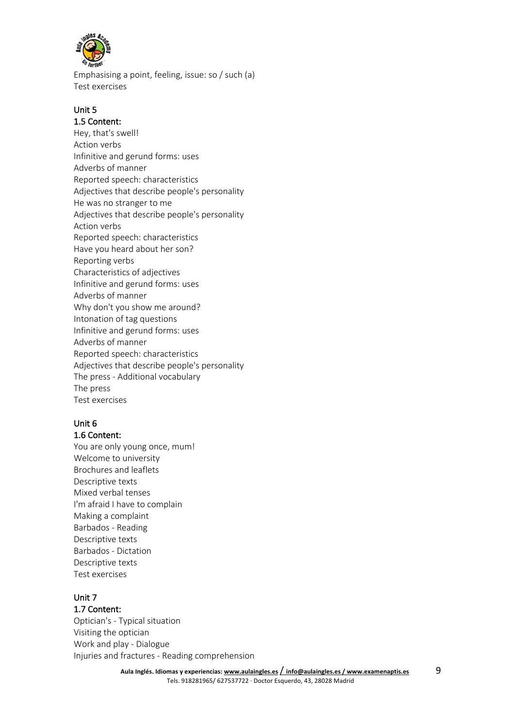Emphasising a point, feeling, issue: so / such (a)
Test exercises

## Unit 5

### 1.5 Content:

Hey, that's swell!
Action verbs
Infinitive and gerund forms: uses
Adverbs of manner
Reported speech: characteristics
Adjectives that describe people's personality
He was no stranger to me
Adjectives that describe people's personality
Action verbs
Reported speech: characteristics
Have you heard about her son?
Reporting verbs
Characteristics of adjectives
Infinitive and gerund forms: uses
Adverbs of manner
Why don't you show me around?
Intonation of tag questions
Infinitive and gerund forms: uses
Adverbs of manner
Reported speech: characteristics
Adjectives that describe people's personality
The press - Additional vocabulary
The press
Test exercises

## Unit 6

### 1.6 Content:

You are only young once, mum!
Welcome to university
Brochures and leaflets
Descriptive texts
Mixed verbal tenses
I'm afraid I have to complain
Making a complaint
Barbados - Reading
Descriptive texts
Barbados - Dictation
Descriptive texts
Test exercises

## Unit 7

### 1.7 Content:

Optician's - Typical situation
Visiting the optician
Work and play - Dialogue
Injuries and fractures - Reading comprehension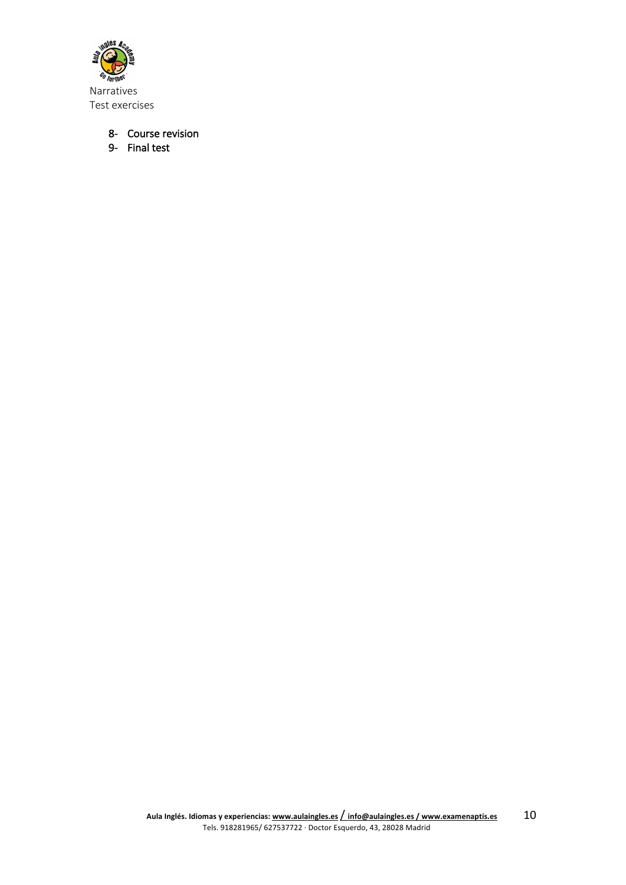Narratives

Test exercises

8- Course revision
9- Final test